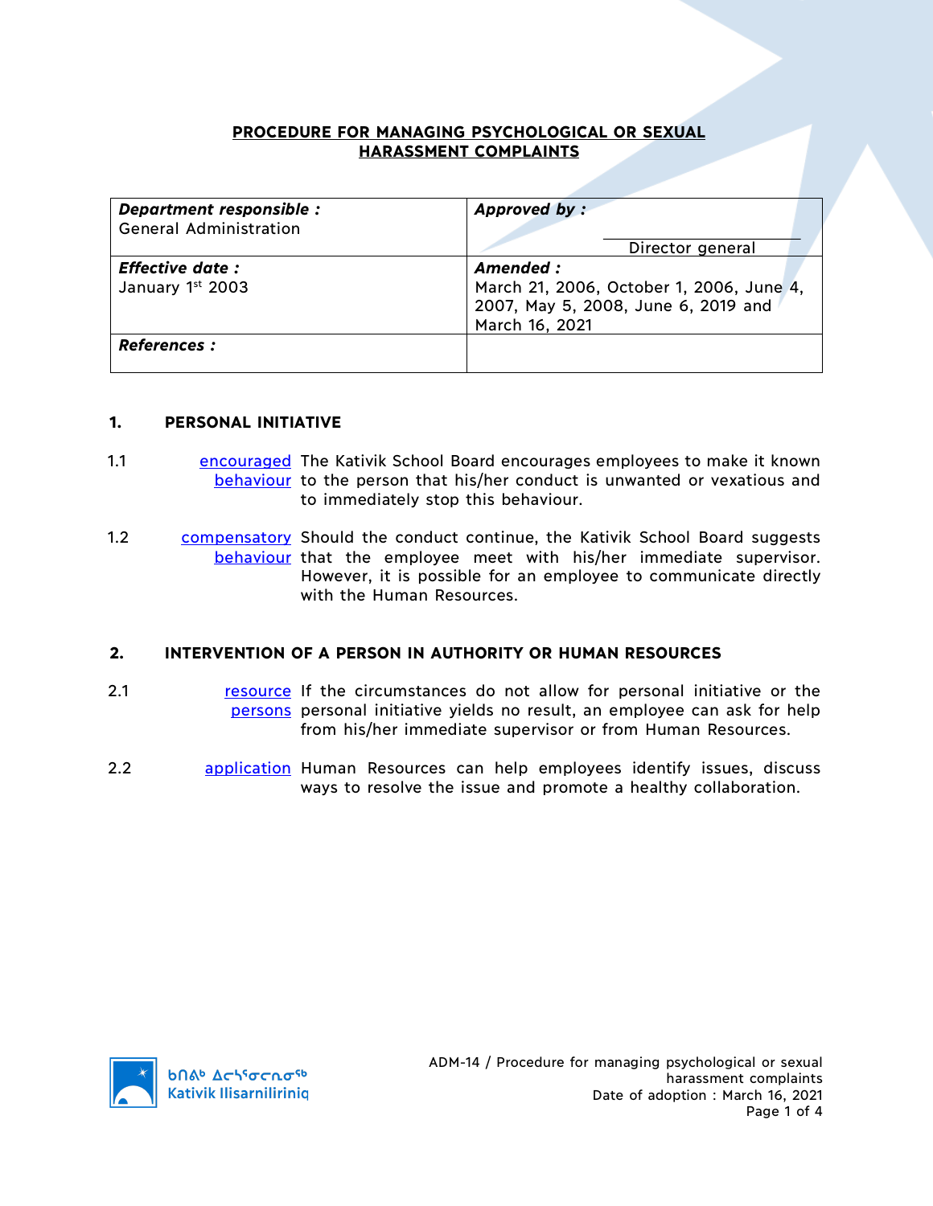# PROCEDURE FOR MANAGING PSYCHOLOGICAL OR SEXUAL HARASSMENT COMPLAINTS

| ***Department responsible :*** General Administration | ***Approved by :*** Director general |
|---|---|
| ***Effective date :*** January 1st 2003 | ***Amended :*** March 21, 2006, October 1, 2006, June 4, 2007, May 5, 2008, June 6, 2019 and March 16, 2021 |
| ***References :*** | |

## 1. PERSONAL INITIATIVE

1.1 encouraged behaviour — The Kativik School Board encourages employees to make it known to the person that his/her conduct is unwanted or vexatious and to immediately stop this behaviour.

1.2 compensatory behaviour — Should the conduct continue, the Kativik School Board suggests that the employee meet with his/her immediate supervisor. However, it is possible for an employee to communicate directly with the Human Resources.

## 2. INTERVENTION OF A PERSON IN AUTHORITY OR HUMAN RESOURCES

2.1 resource persons — If the circumstances do not allow for personal initiative or the personal initiative yields no result, an employee can ask for help from his/her immediate supervisor or from Human Resources.

2.2 application — Human Resources can help employees identify issues, discuss ways to resolve the issue and promote a healthy collaboration.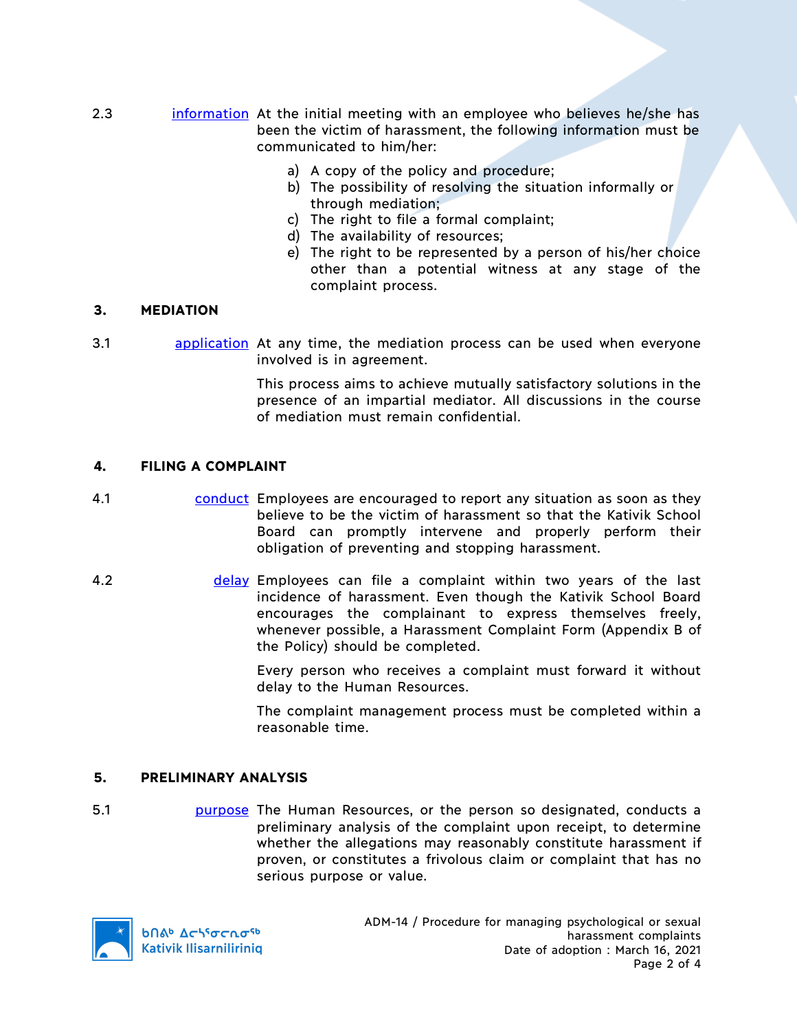2.3 information At the initial meeting with an employee who believes he/she has been the victim of harassment, the following information must be communicated to him/her:

a) A copy of the policy and procedure;
b) The possibility of resolving the situation informally or through mediation;
c) The right to file a formal complaint;
d) The availability of resources;
e) The right to be represented by a person of his/her choice other than a potential witness at any stage of the complaint process.

## 3. MEDIATION

3.1 application At any time, the mediation process can be used when everyone involved is in agreement.

This process aims to achieve mutually satisfactory solutions in the presence of an impartial mediator. All discussions in the course of mediation must remain confidential.

## 4. FILING A COMPLAINT

4.1 conduct Employees are encouraged to report any situation as soon as they believe to be the victim of harassment so that the Kativik School Board can promptly intervene and properly perform their obligation of preventing and stopping harassment.

4.2 delay Employees can file a complaint within two years of the last incidence of harassment. Even though the Kativik School Board encourages the complainant to express themselves freely, whenever possible, a Harassment Complaint Form (Appendix B of the Policy) should be completed.

Every person who receives a complaint must forward it without delay to the Human Resources.

The complaint management process must be completed within a reasonable time.

## 5. PRELIMINARY ANALYSIS

5.1 purpose The Human Resources, or the person so designated, conducts a preliminary analysis of the complaint upon receipt, to determine whether the allegations may reasonably constitute harassment if proven, or constitutes a frivolous claim or complaint that has no serious purpose or value.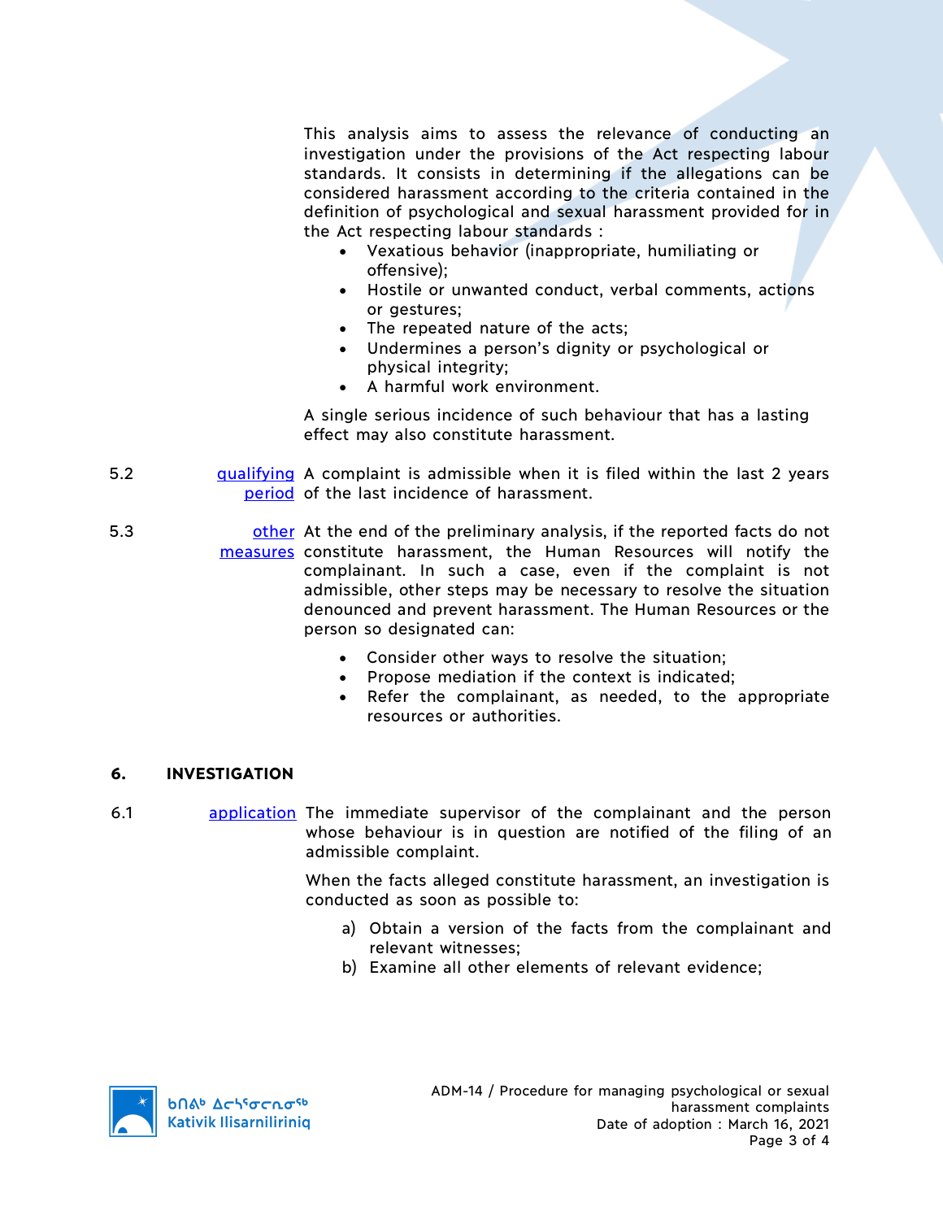This analysis aims to assess the relevance of conducting an investigation under the provisions of the Act respecting labour standards. It consists in determining if the allegations can be considered harassment according to the criteria contained in the definition of psychological and sexual harassment provided for in the Act respecting labour standards :

- Vexatious behavior (inappropriate, humiliating or offensive);
- Hostile or unwanted conduct, verbal comments, actions or gestures;
- The repeated nature of the acts;
- Undermines a person's dignity or psychological or physical integrity;
- A harmful work environment.

A single serious incidence of such behaviour that has a lasting effect may also constitute harassment.

5.2 qualifying period — A complaint is admissible when it is filed within the last 2 years of the last incidence of harassment.

5.3 other measures — At the end of the preliminary analysis, if the reported facts do not constitute harassment, the Human Resources will notify the complainant. In such a case, even if the complaint is not admissible, other steps may be necessary to resolve the situation denounced and prevent harassment. The Human Resources or the person so designated can:

- Consider other ways to resolve the situation;
- Propose mediation if the context is indicated;
- Refer the complainant, as needed, to the appropriate resources or authorities.

## 6. INVESTIGATION

6.1 application — The immediate supervisor of the complainant and the person whose behaviour is in question are notified of the filing of an admissible complaint.

When the facts alleged constitute harassment, an investigation is conducted as soon as possible to:

a) Obtain a version of the facts from the complainant and relevant witnesses;
b) Examine all other elements of relevant evidence;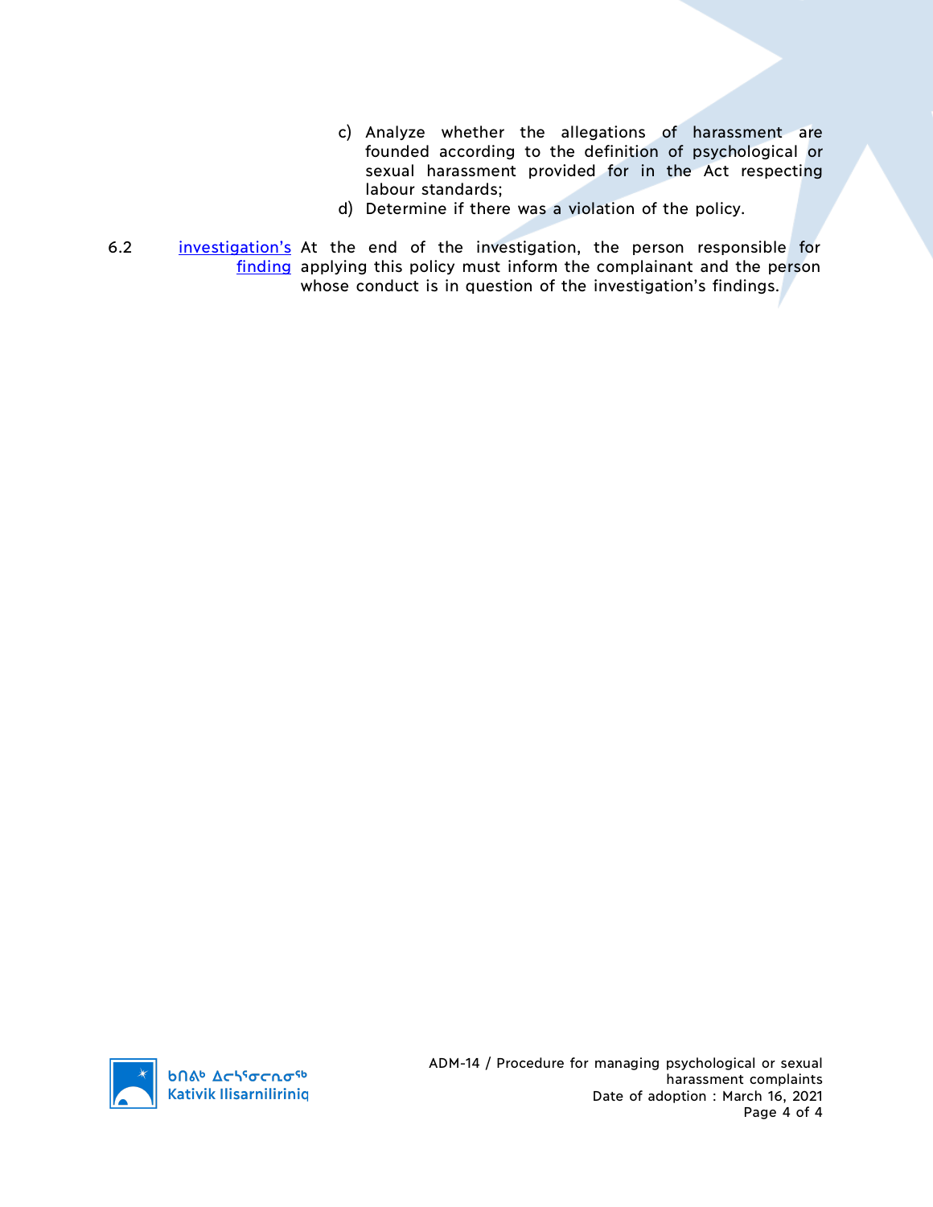c) Analyze whether the allegations of harassment are founded according to the definition of psychological or sexual harassment provided for in the Act respecting labour standards;

d) Determine if there was a violation of the policy.

6.2 investigation's finding — At the end of the investigation, the person responsible for applying this policy must inform the complainant and the person whose conduct is in question of the investigation's findings.